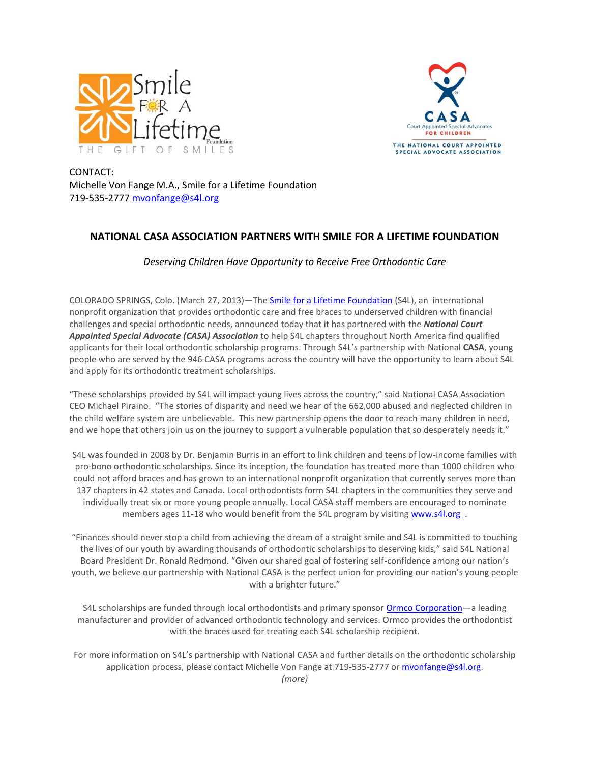Smile FOR A Lifetime Foundation
THE GIFT OF SMILES

CASA Court Appointed Special Advocates FOR CHILDREN
THE NATIONAL COURT APPOINTED SPECIAL ADVOCATE ASSOCIATION

CONTACT:
Michelle Von Fange M.A., Smile for a Lifetime Foundation
719-535-2777 mvonfange@s4l.org

## NATIONAL CASA ASSOCIATION PARTNERS WITH SMILE FOR A LIFETIME FOUNDATION

*Deserving Children Have Opportunity to Receive Free Orthodontic Care*

COLORADO SPRINGS, Colo. (March 27, 2013)—The Smile for a Lifetime Foundation (S4L), an international nonprofit organization that provides orthodontic care and free braces to underserved children with financial challenges and special orthodontic needs, announced today that it has partnered with the ***National Court Appointed Special Advocate (CASA) Association*** to help S4L chapters throughout North America find qualified applicants for their local orthodontic scholarship programs. Through S4L's partnership with National **CASA**, young people who are served by the 946 CASA programs across the country will have the opportunity to learn about S4L and apply for its orthodontic treatment scholarships.

"These scholarships provided by S4L will impact young lives across the country," said National CASA Association CEO Michael Piraino. "The stories of disparity and need we hear of the 662,000 abused and neglected children in the child welfare system are unbelievable. This new partnership opens the door to reach many children in need, and we hope that others join us on the journey to support a vulnerable population that so desperately needs it."

S4L was founded in 2008 by Dr. Benjamin Burris in an effort to link children and teens of low-income families with pro-bono orthodontic scholarships. Since its inception, the foundation has treated more than 1000 children who could not afford braces and has grown to an international nonprofit organization that currently serves more than 137 chapters in 42 states and Canada. Local orthodontists form S4L chapters in the communities they serve and individually treat six or more young people annually. Local CASA staff members are encouraged to nominate members ages 11-18 who would benefit from the S4L program by visiting www.s4l.org .

"Finances should never stop a child from achieving the dream of a straight smile and S4L is committed to touching the lives of our youth by awarding thousands of orthodontic scholarships to deserving kids," said S4L National Board President Dr. Ronald Redmond. "Given our shared goal of fostering self-confidence among our nation's youth, we believe our partnership with National CASA is the perfect union for providing our nation's young people with a brighter future."

S4L scholarships are funded through local orthodontists and primary sponsor Ormco Corporation—a leading manufacturer and provider of advanced orthodontic technology and services. Ormco provides the orthodontist with the braces used for treating each S4L scholarship recipient.

For more information on S4L's partnership with National CASA and further details on the orthodontic scholarship application process, please contact Michelle Von Fange at 719-535-2777 or mvonfange@s4l.org.

*(more)*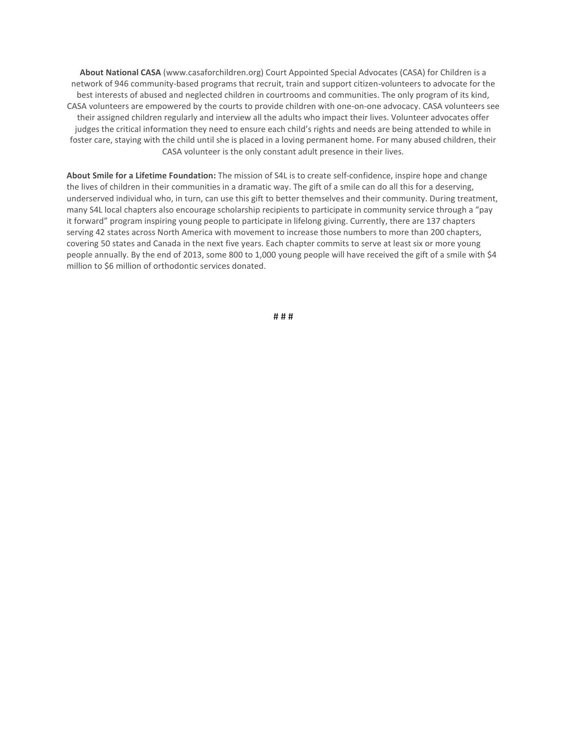**About National CASA** (www.casaforchildren.org) Court Appointed Special Advocates (CASA) for Children is a network of 946 community-based programs that recruit, train and support citizen-volunteers to advocate for the best interests of abused and neglected children in courtrooms and communities. The only program of its kind, CASA volunteers are empowered by the courts to provide children with one-on-one advocacy. CASA volunteers see their assigned children regularly and interview all the adults who impact their lives. Volunteer advocates offer judges the critical information they need to ensure each child's rights and needs are being attended to while in foster care, staying with the child until she is placed in a loving permanent home. For many abused children, their CASA volunteer is the only constant adult presence in their lives.

**About Smile for a Lifetime Foundation:** The mission of S4L is to create self-confidence, inspire hope and change the lives of children in their communities in a dramatic way. The gift of a smile can do all this for a deserving, underserved individual who, in turn, can use this gift to better themselves and their community. During treatment, many S4L local chapters also encourage scholarship recipients to participate in community service through a "pay it forward" program inspiring young people to participate in lifelong giving. Currently, there are 137 chapters serving 42 states across North America with movement to increase those numbers to more than 200 chapters, covering 50 states and Canada in the next five years. Each chapter commits to serve at least six or more young people annually. By the end of 2013, some 800 to 1,000 young people will have received the gift of a smile with $4 million to $6 million of orthodontic services donated.

# # #